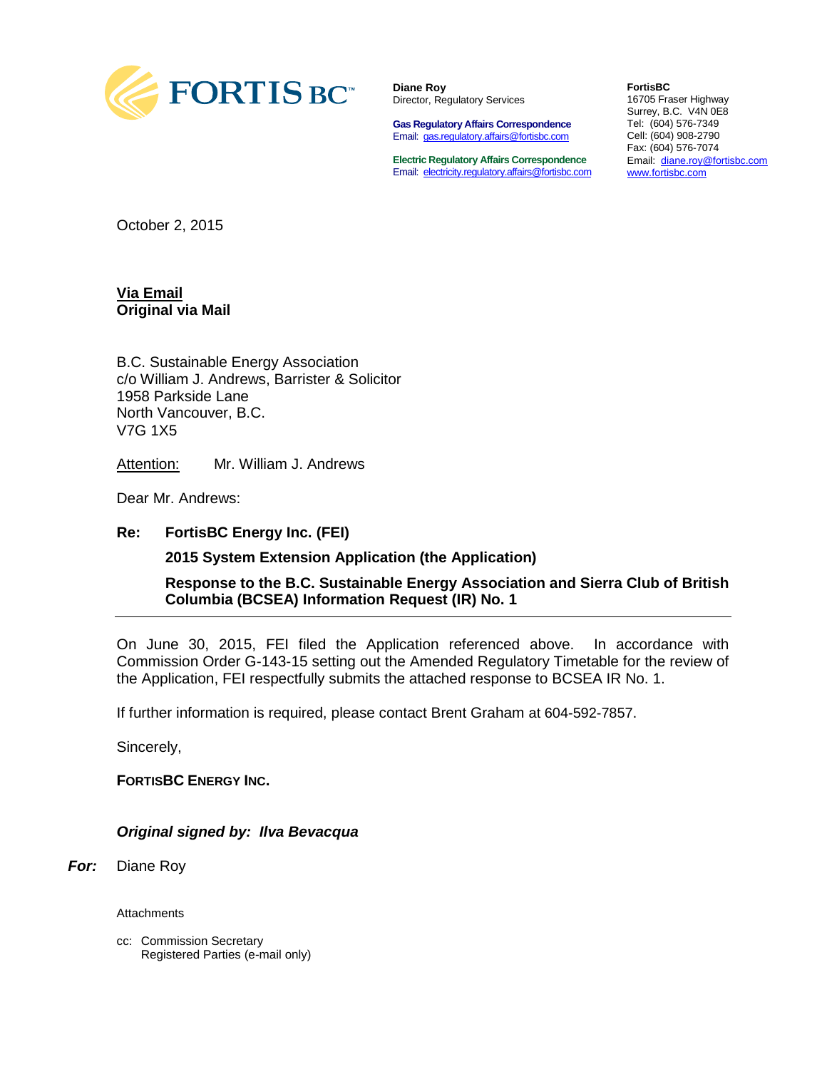FORTIS BC™

**Diane Roy**
Director, Regulatory Services

**Gas Regulatory Affairs Correspondence**
Email: gas.regulatory.affairs@fortisbc.com

**Electric Regulatory Affairs Correspondence**
Email: electricity.regulatory.affairs@fortisbc.com

**FortisBC**
16705 Fraser Highway
Surrey, B.C. V4N 0E8
Tel: (604) 576-7349
Cell: (604) 908-2790
Fax: (604) 576-7074
Email: diane.roy@fortisbc.com
www.fortisbc.com

October 2, 2015

**Via Email**
**Original via Mail**

B.C. Sustainable Energy Association
c/o William J. Andrews, Barrister & Solicitor
1958 Parkside Lane
North Vancouver, B.C.
V7G 1X5

Attention: Mr. William J. Andrews

Dear Mr. Andrews:

**Re: FortisBC Energy Inc. (FEI)**

**2015 System Extension Application (the Application)**

**Response to the B.C. Sustainable Energy Association and Sierra Club of British Columbia (BCSEA) Information Request (IR) No. 1**

On June 30, 2015, FEI filed the Application referenced above. In accordance with Commission Order G-143-15 setting out the Amended Regulatory Timetable for the review of the Application, FEI respectfully submits the attached response to BCSEA IR No. 1.

If further information is required, please contact Brent Graham at 604-592-7857.

Sincerely,

**FORTISBC ENERGY INC.**

***Original signed by: Ilva Bevacqua***

***For:*** Diane Roy

Attachments

cc: Commission Secretary
Registered Parties (e-mail only)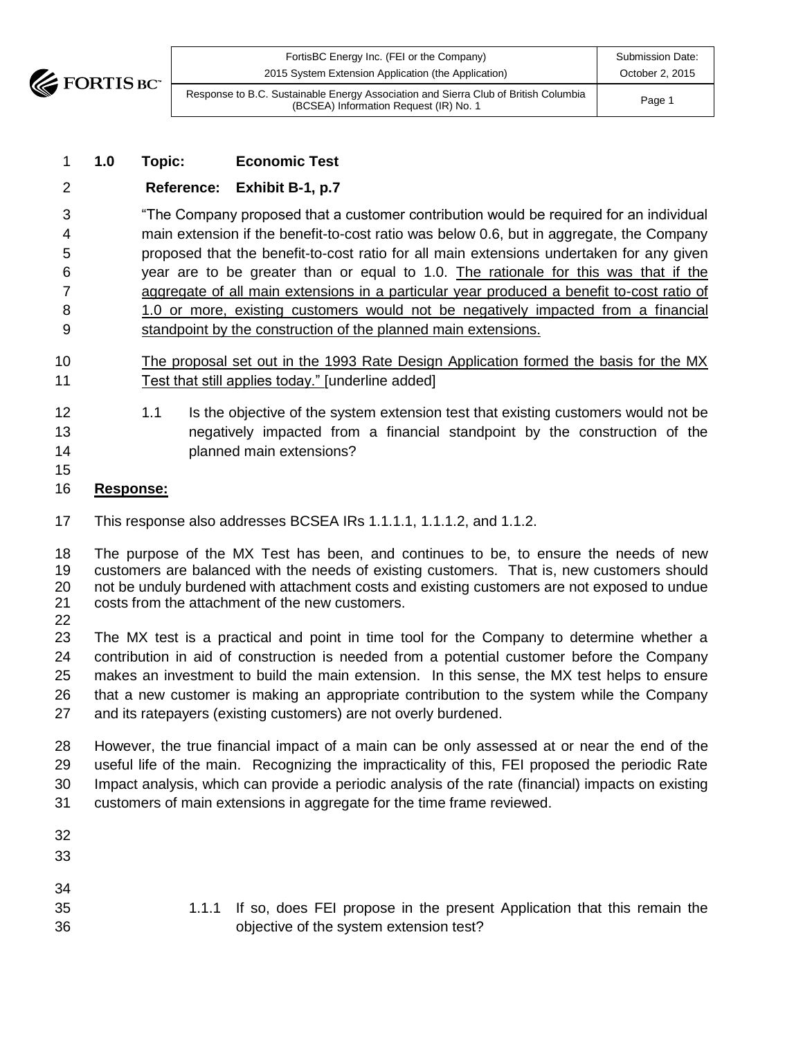**1.0 Topic: Economic Test**

**Reference: Exhibit B-1, p.7**

"The Company proposed that a customer contribution would be required for an individual main extension if the benefit-to-cost ratio was below 0.6, but in aggregate, the Company proposed that the benefit-to-cost ratio for all main extensions undertaken for any given year are to be greater than or equal to 1.0. <u>The rationale for this was that if the aggregate of all main extensions in a particular year produced a benefit to-cost ratio of 1.0 or more, existing customers would not be negatively impacted from a financial standpoint by the construction of the planned main extensions.</u>

<u>The proposal set out in the 1993 Rate Design Application formed the basis for the MX Test that still applies today."</u> [underline added]

1.1 Is the objective of the system extension test that existing customers would not be negatively impacted from a financial standpoint by the construction of the planned main extensions?

**<u>Response:</u>**

This response also addresses BCSEA IRs 1.1.1.1, 1.1.1.2, and 1.1.2.

The purpose of the MX Test has been, and continues to be, to ensure the needs of new customers are balanced with the needs of existing customers. That is, new customers should not be unduly burdened with attachment costs and existing customers are not exposed to undue costs from the attachment of the new customers.

The MX test is a practical and point in time tool for the Company to determine whether a contribution in aid of construction is needed from a potential customer before the Company makes an investment to build the main extension. In this sense, the MX test helps to ensure that a new customer is making an appropriate contribution to the system while the Company and its ratepayers (existing customers) are not overly burdened.

However, the true financial impact of a main can be only assessed at or near the end of the useful life of the main. Recognizing the impracticality of this, FEI proposed the periodic Rate Impact analysis, which can provide a periodic analysis of the rate (financial) impacts on existing customers of main extensions in aggregate for the time frame reviewed.

1.1.1 If so, does FEI propose in the present Application that this remain the objective of the system extension test?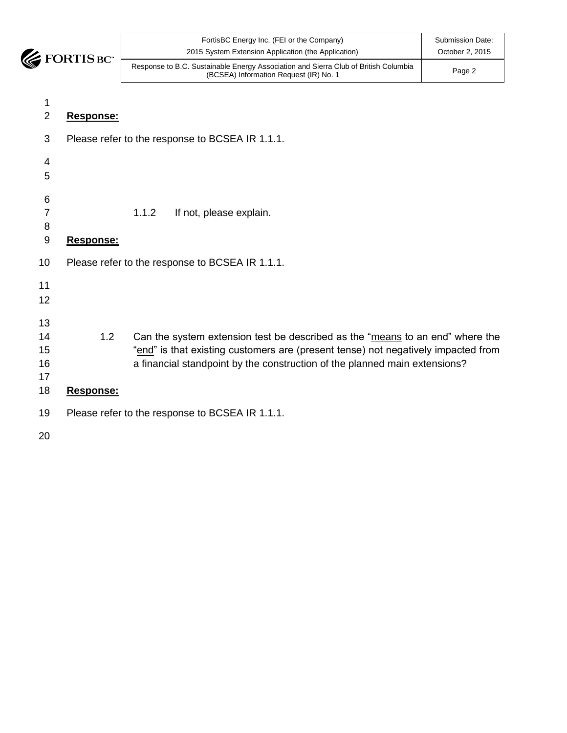**Response:**

Please refer to the response to BCSEA IR 1.1.1.

1.1.2 If not, please explain.

**Response:**

Please refer to the response to BCSEA IR 1.1.1.

1.2 Can the system extension test be described as the "means to an end" where the "end" is that existing customers are (present tense) not negatively impacted from a financial standpoint by the construction of the planned main extensions?

**Response:**

Please refer to the response to BCSEA IR 1.1.1.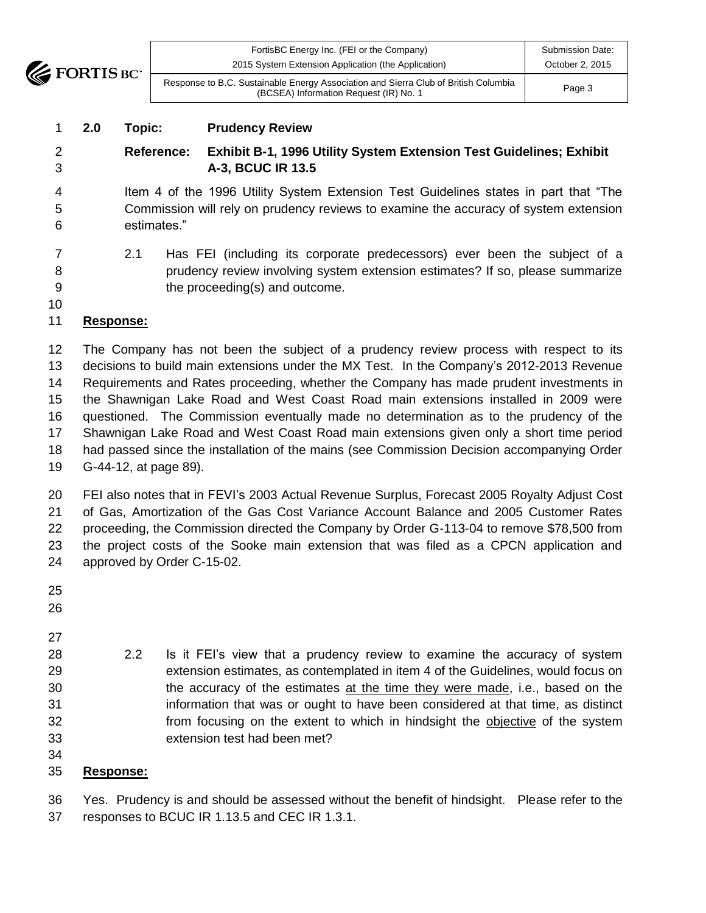**2.0 Topic: Prudency Review**

**Reference: Exhibit B-1, 1996 Utility System Extension Test Guidelines; Exhibit A-3, BCUC IR 13.5**

Item 4 of the 1996 Utility System Extension Test Guidelines states in part that "The Commission will rely on prudency reviews to examine the accuracy of system extension estimates."

2.1 Has FEI (including its corporate predecessors) ever been the subject of a prudency review involving system extension estimates? If so, please summarize the proceeding(s) and outcome.

**Response:**

The Company has not been the subject of a prudency review process with respect to its decisions to build main extensions under the MX Test. In the Company's 2012-2013 Revenue Requirements and Rates proceeding, whether the Company has made prudent investments in the Shawnigan Lake Road and West Coast Road main extensions installed in 2009 were questioned. The Commission eventually made no determination as to the prudency of the Shawnigan Lake Road and West Coast Road main extensions given only a short time period had passed since the installation of the mains (see Commission Decision accompanying Order G-44-12, at page 89).

FEI also notes that in FEVI's 2003 Actual Revenue Surplus, Forecast 2005 Royalty Adjust Cost of Gas, Amortization of the Gas Cost Variance Account Balance and 2005 Customer Rates proceeding, the Commission directed the Company by Order G-113-04 to remove $78,500 from the project costs of the Sooke main extension that was filed as a CPCN application and approved by Order C-15-02.

2.2 Is it FEI's view that a prudency review to examine the accuracy of system extension estimates, as contemplated in item 4 of the Guidelines, would focus on the accuracy of the estimates <u>at the time they were made</u>, i.e., based on the information that was or ought to have been considered at that time, as distinct from focusing on the extent to which in hindsight the <u>objective</u> of the system extension test had been met?

**Response:**

Yes. Prudency is and should be assessed without the benefit of hindsight. Please refer to the responses to BCUC IR 1.13.5 and CEC IR 1.3.1.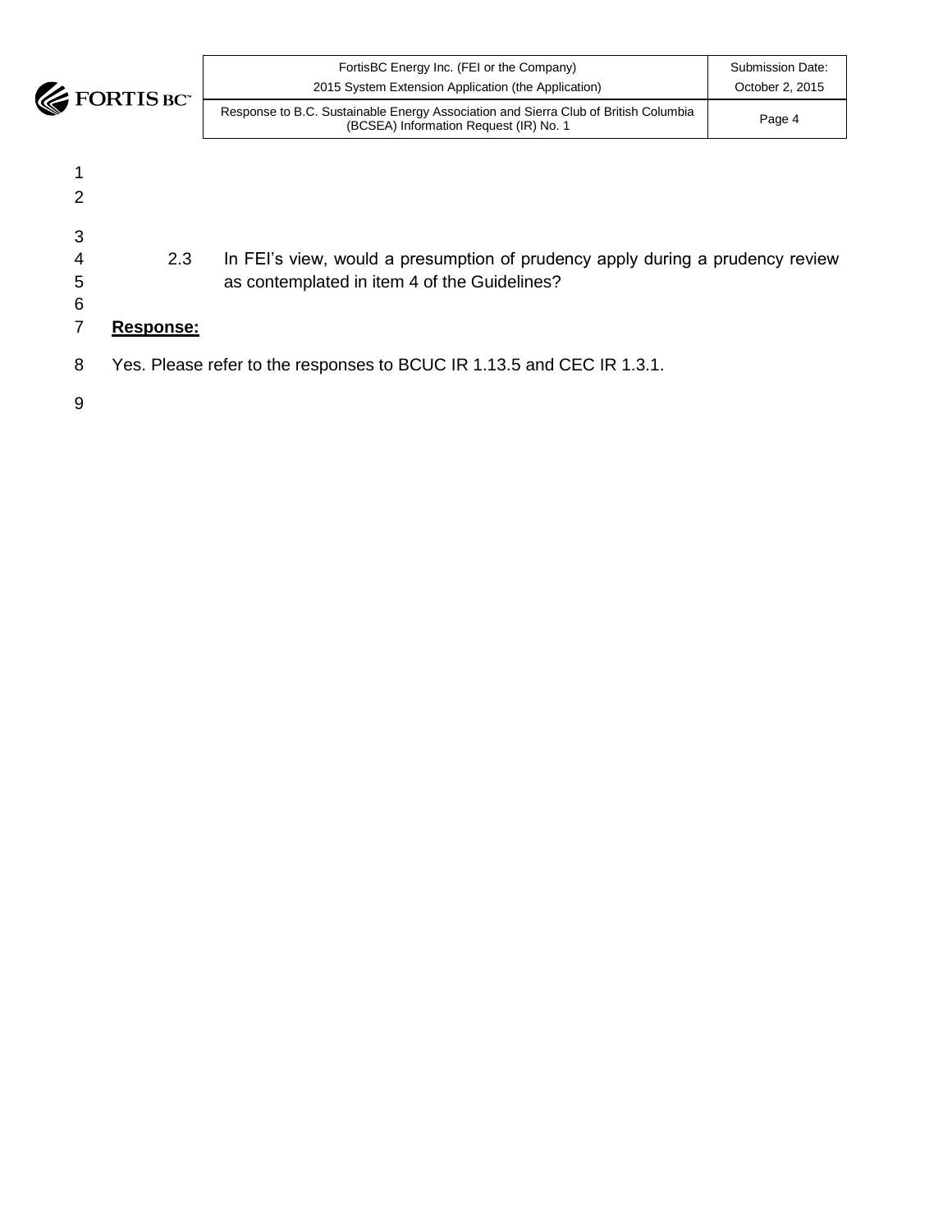2.3 In FEI's view, would a presumption of prudency apply during a prudency review as contemplated in item 4 of the Guidelines?

**Response:**

Yes. Please refer to the responses to BCUC IR 1.13.5 and CEC IR 1.3.1.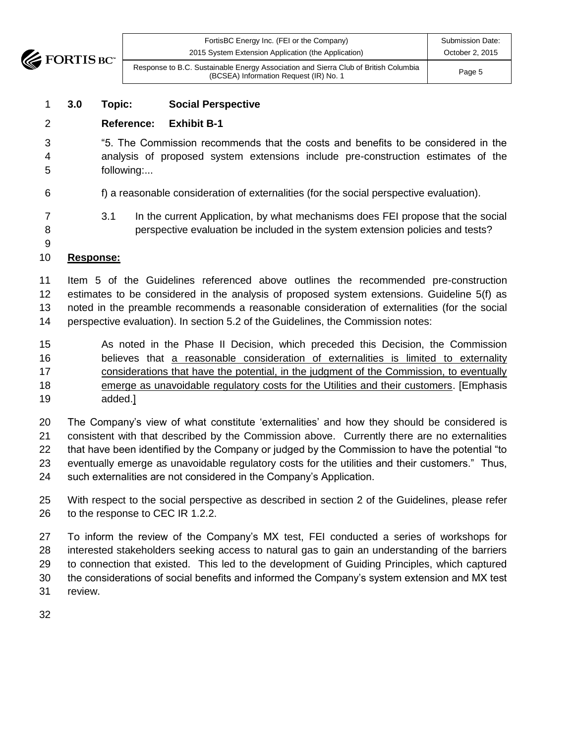**3.0 Topic: Social Perspective**

**Reference: Exhibit B-1**

"5. The Commission recommends that the costs and benefits to be considered in the analysis of proposed system extensions include pre-construction estimates of the following:...

f) a reasonable consideration of externalities (for the social perspective evaluation).

3.1 In the current Application, by what mechanisms does FEI propose that the social perspective evaluation be included in the system extension policies and tests?

**Response:**

Item 5 of the Guidelines referenced above outlines the recommended pre-construction estimates to be considered in the analysis of proposed system extensions. Guideline 5(f) as noted in the preamble recommends a reasonable consideration of externalities (for the social perspective evaluation). In section 5.2 of the Guidelines, the Commission notes:

> As noted in the Phase II Decision, which preceded this Decision, the Commission believes that a reasonable consideration of externalities is limited to externality considerations that have the potential, in the judgment of the Commission, to eventually emerge as unavoidable regulatory costs for the Utilities and their customers. [Emphasis added.]

The Company's view of what constitute 'externalities' and how they should be considered is consistent with that described by the Commission above. Currently there are no externalities that have been identified by the Company or judged by the Commission to have the potential "to eventually emerge as unavoidable regulatory costs for the utilities and their customers." Thus, such externalities are not considered in the Company's Application.

With respect to the social perspective as described in section 2 of the Guidelines, please refer to the response to CEC IR 1.2.2.

To inform the review of the Company's MX test, FEI conducted a series of workshops for interested stakeholders seeking access to natural gas to gain an understanding of the barriers to connection that existed. This led to the development of Guiding Principles, which captured the considerations of social benefits and informed the Company's system extension and MX test review.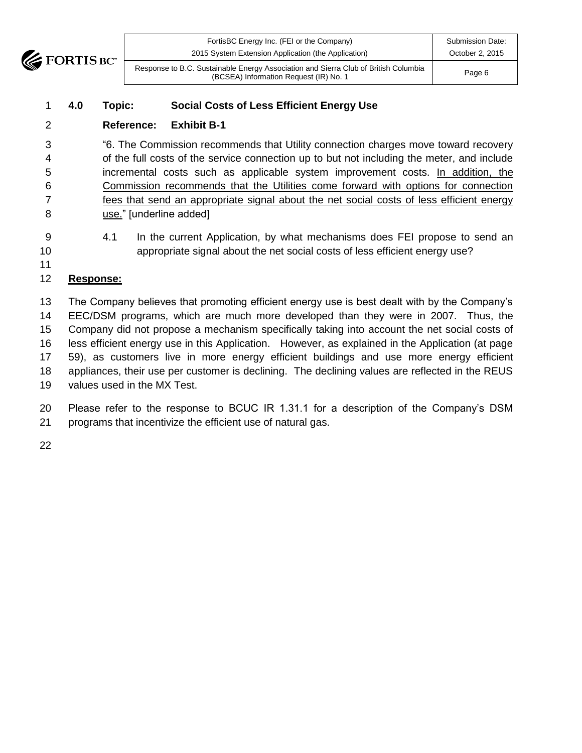**4.0 Topic: Social Costs of Less Efficient Energy Use**

**Reference: Exhibit B-1**

"6. The Commission recommends that Utility connection charges move toward recovery of the full costs of the service connection up to but not including the meter, and include incremental costs such as applicable system improvement costs. In addition, the Commission recommends that the Utilities come forward with options for connection fees that send an appropriate signal about the net social costs of less efficient energy use." [underline added]

4.1 In the current Application, by what mechanisms does FEI propose to send an appropriate signal about the net social costs of less efficient energy use?

**Response:**

The Company believes that promoting efficient energy use is best dealt with by the Company's EEC/DSM programs, which are much more developed than they were in 2007. Thus, the Company did not propose a mechanism specifically taking into account the net social costs of less efficient energy use in this Application. However, as explained in the Application (at page 59), as customers live in more energy efficient buildings and use more energy efficient appliances, their use per customer is declining. The declining values are reflected in the REUS values used in the MX Test.

Please refer to the response to BCUC IR 1.31.1 for a description of the Company's DSM programs that incentivize the efficient use of natural gas.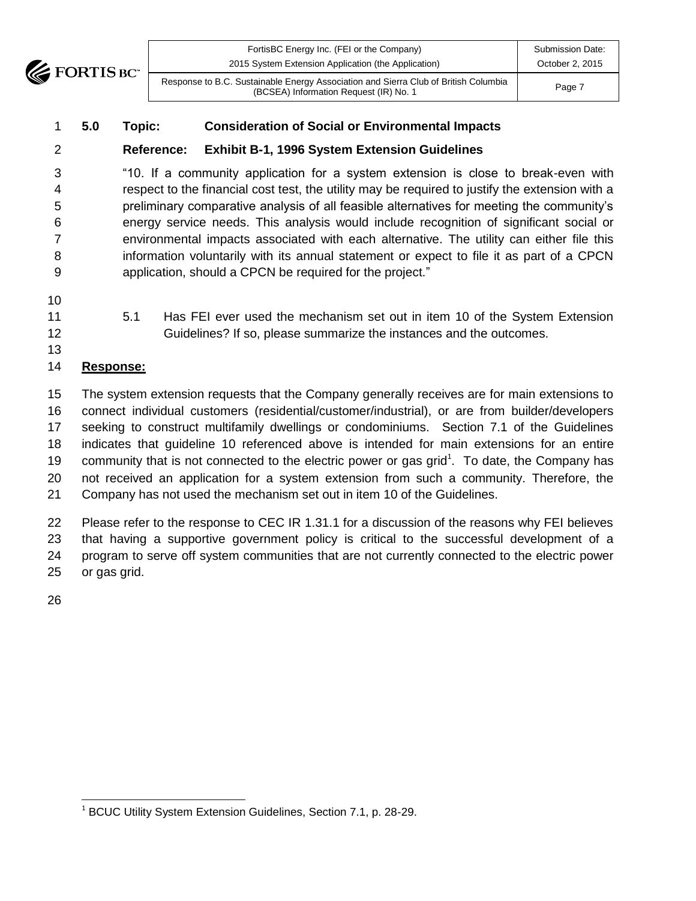## 5.0 Topic: Consideration of Social or Environmental Impacts

**Reference: Exhibit B-1, 1996 System Extension Guidelines**

"10. If a community application for a system extension is close to break-even with respect to the financial cost test, the utility may be required to justify the extension with a preliminary comparative analysis of all feasible alternatives for meeting the community's energy service needs. This analysis would include recognition of significant social or environmental impacts associated with each alternative. The utility can either file this information voluntarily with its annual statement or expect to file it as part of a CPCN application, should a CPCN be required for the project."

5.1 Has FEI ever used the mechanism set out in item 10 of the System Extension Guidelines? If so, please summarize the instances and the outcomes.

**Response:**

The system extension requests that the Company generally receives are for main extensions to connect individual customers (residential/customer/industrial), or are from builder/developers seeking to construct multifamily dwellings or condominiums. Section 7.1 of the Guidelines indicates that guideline 10 referenced above is intended for main extensions for an entire community that is not connected to the electric power or gas grid[1]. To date, the Company has not received an application for a system extension from such a community. Therefore, the Company has not used the mechanism set out in item 10 of the Guidelines.

Please refer to the response to CEC IR 1.31.1 for a discussion of the reasons why FEI believes that having a supportive government policy is critical to the successful development of a program to serve off system communities that are not currently connected to the electric power or gas grid.

[1] BCUC Utility System Extension Guidelines, Section 7.1, p. 28-29.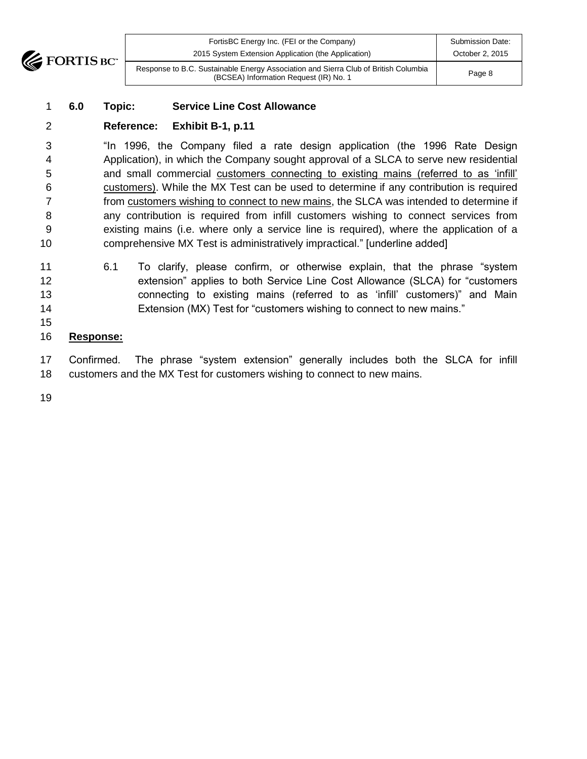**6.0 Topic: Service Line Cost Allowance**

**Reference: Exhibit B-1, p.11**

"In 1996, the Company filed a rate design application (the 1996 Rate Design Application), in which the Company sought approval of a SLCA to serve new residential and small commercial <u>customers connecting to existing mains (referred to as 'infill' customers)</u>. While the MX Test can be used to determine if any contribution is required from <u>customers wishing to connect to new mains</u>, the SLCA was intended to determine if any contribution is required from infill customers wishing to connect services from existing mains (i.e. where only a service line is required), where the application of a comprehensive MX Test is administratively impractical." [underline added]

6.1 To clarify, please confirm, or otherwise explain, that the phrase "system extension" applies to both Service Line Cost Allowance (SLCA) for "customers connecting to existing mains (referred to as 'infill' customers)" and Main Extension (MX) Test for "customers wishing to connect to new mains."

**<u>Response:</u>**

Confirmed. The phrase "system extension" generally includes both the SLCA for infill customers and the MX Test for customers wishing to connect to new mains.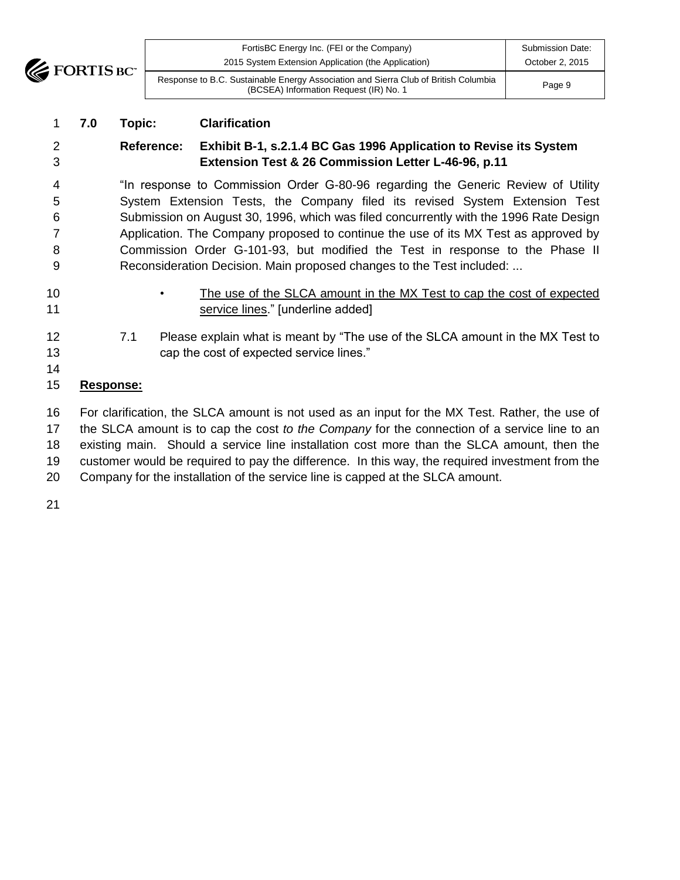**7.0 Topic: Clarification**

**Reference: Exhibit B-1, s.2.1.4 BC Gas 1996 Application to Revise its System Extension Test & 26 Commission Letter L-46-96, p.11**

"In response to Commission Order G-80-96 regarding the Generic Review of Utility System Extension Tests, the Company filed its revised System Extension Test Submission on August 30, 1996, which was filed concurrently with the 1996 Rate Design Application. The Company proposed to continue the use of its MX Test as approved by Commission Order G-101-93, but modified the Test in response to the Phase II Reconsideration Decision. Main proposed changes to the Test included: ...

- The use of the SLCA amount in the MX Test to cap the cost of expected service lines." [underline added]

7.1 Please explain what is meant by "The use of the SLCA amount in the MX Test to cap the cost of expected service lines."

**Response:**

For clarification, the SLCA amount is not used as an input for the MX Test. Rather, the use of the SLCA amount is to cap the cost *to the Company* for the connection of a service line to an existing main. Should a service line installation cost more than the SLCA amount, then the customer would be required to pay the difference. In this way, the required investment from the Company for the installation of the service line is capped at the SLCA amount.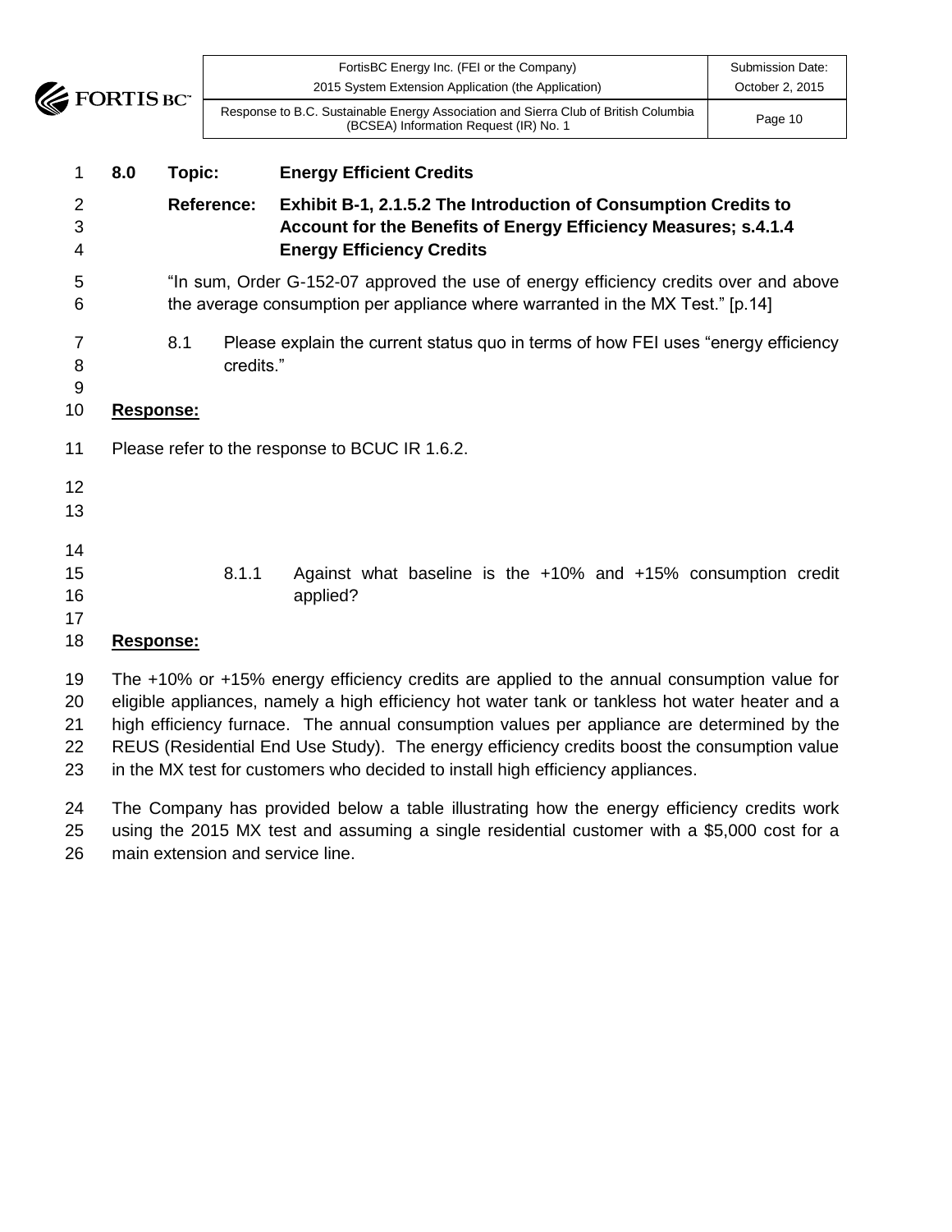**8.0 Topic: Energy Efficient Credits**

**Reference: Exhibit B-1, 2.1.5.2 The Introduction of Consumption Credits to Account for the Benefits of Energy Efficiency Measures; s.4.1.4 Energy Efficiency Credits**

"In sum, Order G-152-07 approved the use of energy efficiency credits over and above the average consumption per appliance where warranted in the MX Test." [p.14]

8.1 Please explain the current status quo in terms of how FEI uses "energy efficiency credits."

**Response:**

Please refer to the response to BCUC IR 1.6.2.

8.1.1 Against what baseline is the +10% and +15% consumption credit applied?

**Response:**

The +10% or +15% energy efficiency credits are applied to the annual consumption value for eligible appliances, namely a high efficiency hot water tank or tankless hot water heater and a high efficiency furnace. The annual consumption values per appliance are determined by the REUS (Residential End Use Study). The energy efficiency credits boost the consumption value in the MX test for customers who decided to install high efficiency appliances.

The Company has provided below a table illustrating how the energy efficiency credits work using the 2015 MX test and assuming a single residential customer with a $5,000 cost for a main extension and service line.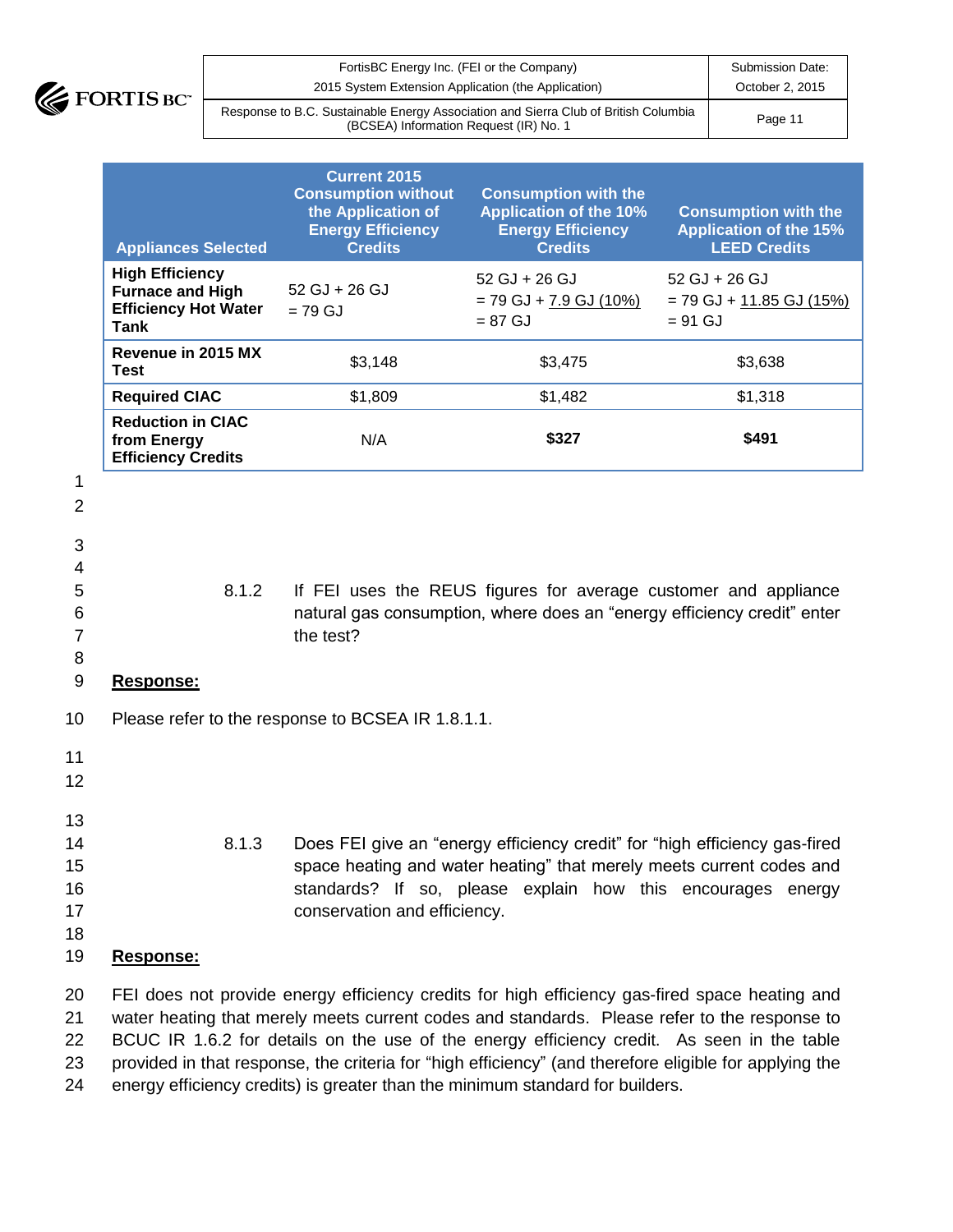| Appliances Selected | Current 2015 Consumption without the Application of Energy Efficiency Credits | Consumption with the Application of the 10% Energy Efficiency Credits | Consumption with the Application of the 15% LEED Credits |
|---|---|---|---|
| **High Efficiency Furnace and High Efficiency Hot Water Tank** | 52 GJ + 26 GJ = 79 GJ | 52 GJ + 26 GJ = 79 GJ + 7.9 GJ (10%) = 87 GJ | 52 GJ + 26 GJ = 79 GJ + 11.85 GJ (15%) = 91 GJ |
| **Revenue in 2015 MX Test** | $3,148 | $3,475 | $3,638 |
| **Required CIAC** | $1,809 | $1,482 | $1,318 |
| **Reduction in CIAC from Energy Efficiency Credits** | N/A | **$327** | **$491** |

8.1.2 If FEI uses the REUS figures for average customer and appliance natural gas consumption, where does an "energy efficiency credit" enter the test?

**Response:**

Please refer to the response to BCSEA IR 1.8.1.1.

8.1.3 Does FEI give an "energy efficiency credit" for "high efficiency gas-fired space heating and water heating" that merely meets current codes and standards? If so, please explain how this encourages energy conservation and efficiency.

**Response:**

FEI does not provide energy efficiency credits for high efficiency gas-fired space heating and water heating that merely meets current codes and standards. Please refer to the response to BCUC IR 1.6.2 for details on the use of the energy efficiency credit. As seen in the table provided in that response, the criteria for "high efficiency" (and therefore eligible for applying the energy efficiency credits) is greater than the minimum standard for builders.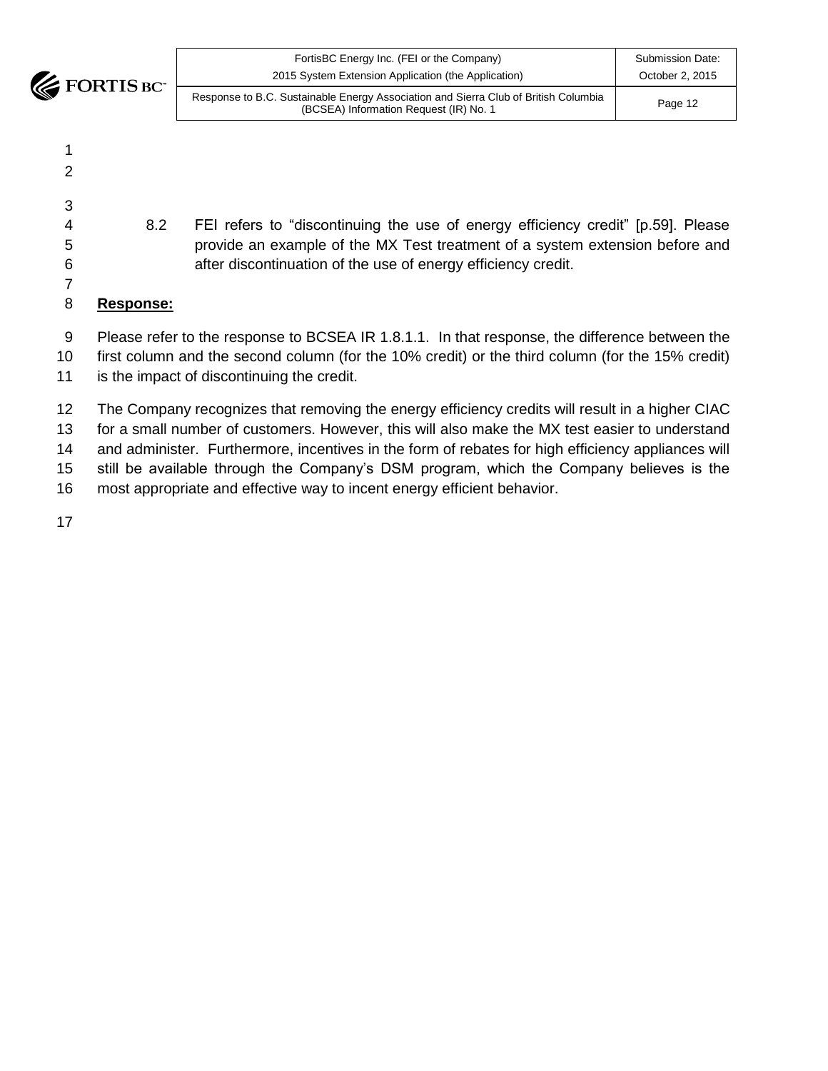8.2 FEI refers to "discontinuing the use of energy efficiency credit" [p.59]. Please provide an example of the MX Test treatment of a system extension before and after discontinuation of the use of energy efficiency credit.

**Response:**

Please refer to the response to BCSEA IR 1.8.1.1. In that response, the difference between the first column and the second column (for the 10% credit) or the third column (for the 15% credit) is the impact of discontinuing the credit.

The Company recognizes that removing the energy efficiency credits will result in a higher CIAC for a small number of customers. However, this will also make the MX test easier to understand and administer. Furthermore, incentives in the form of rebates for high efficiency appliances will still be available through the Company's DSM program, which the Company believes is the most appropriate and effective way to incent energy efficient behavior.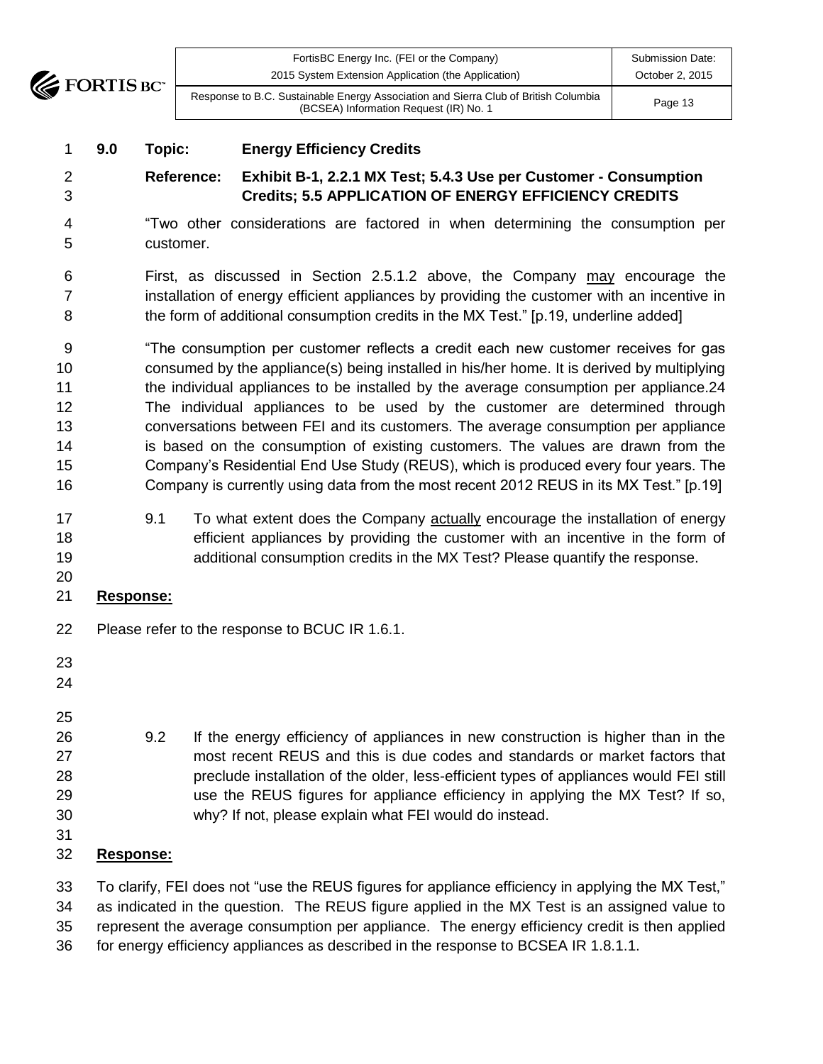**9.0 Topic: Energy Efficiency Credits**

**Reference: Exhibit B-1, 2.2.1 MX Test; 5.4.3 Use per Customer - Consumption Credits; 5.5 APPLICATION OF ENERGY EFFICIENCY CREDITS**

"Two other considerations are factored in when determining the consumption per customer.

First, as discussed in Section 2.5.1.2 above, the Company may encourage the installation of energy efficient appliances by providing the customer with an incentive in the form of additional consumption credits in the MX Test." [p.19, underline added]

"The consumption per customer reflects a credit each new customer receives for gas consumed by the appliance(s) being installed in his/her home. It is derived by multiplying the individual appliances to be installed by the average consumption per appliance.24 The individual appliances to be used by the customer are determined through conversations between FEI and its customers. The average consumption per appliance is based on the consumption of existing customers. The values are drawn from the Company's Residential End Use Study (REUS), which is produced every four years. The Company is currently using data from the most recent 2012 REUS in its MX Test." [p.19]

9.1 To what extent does the Company actually encourage the installation of energy efficient appliances by providing the customer with an incentive in the form of additional consumption credits in the MX Test? Please quantify the response.

**Response:**

Please refer to the response to BCUC IR 1.6.1.

9.2 If the energy efficiency of appliances in new construction is higher than in the most recent REUS and this is due codes and standards or market factors that preclude installation of the older, less-efficient types of appliances would FEI still use the REUS figures for appliance efficiency in applying the MX Test? If so, why? If not, please explain what FEI would do instead.

**Response:**

To clarify, FEI does not "use the REUS figures for appliance efficiency in applying the MX Test," as indicated in the question. The REUS figure applied in the MX Test is an assigned value to represent the average consumption per appliance. The energy efficiency credit is then applied for energy efficiency appliances as described in the response to BCSEA IR 1.8.1.1.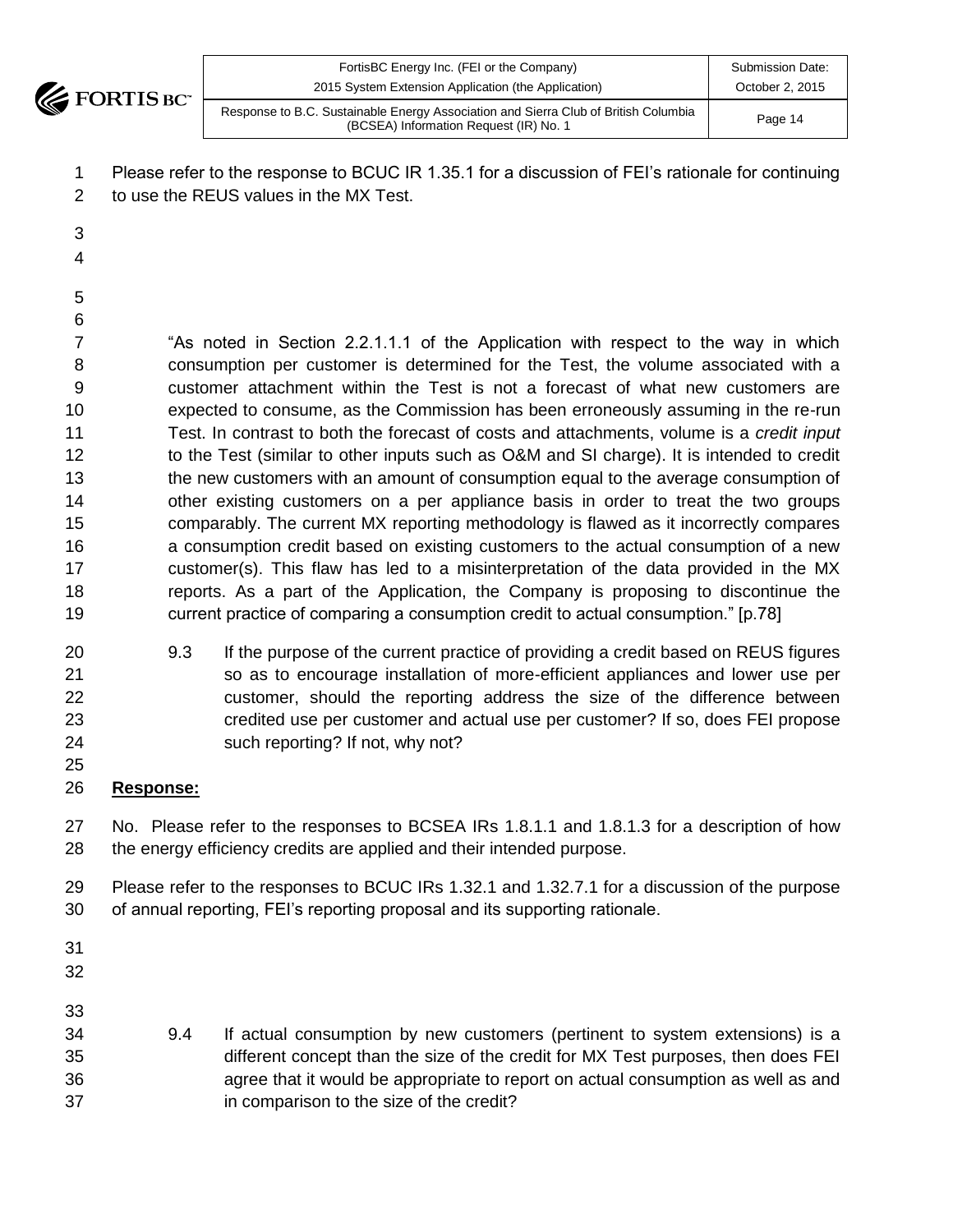Please refer to the response to BCUC IR 1.35.1 for a discussion of FEI's rationale for continuing to use the REUS values in the MX Test.

> "As noted in Section 2.2.1.1.1 of the Application with respect to the way in which consumption per customer is determined for the Test, the volume associated with a customer attachment within the Test is not a forecast of what new customers are expected to consume, as the Commission has been erroneously assuming in the re-run Test. In contrast to both the forecast of costs and attachments, volume is a *credit input* to the Test (similar to other inputs such as O&M and SI charge). It is intended to credit the new customers with an amount of consumption equal to the average consumption of other existing customers on a per appliance basis in order to treat the two groups comparably. The current MX reporting methodology is flawed as it incorrectly compares a consumption credit based on existing customers to the actual consumption of a new customer(s). This flaw has led to a misinterpretation of the data provided in the MX reports. As a part of the Application, the Company is proposing to discontinue the current practice of comparing a consumption credit to actual consumption." [p.78]

9.3 If the purpose of the current practice of providing a credit based on REUS figures so as to encourage installation of more-efficient appliances and lower use per customer, should the reporting address the size of the difference between credited use per customer and actual use per customer? If so, does FEI propose such reporting? If not, why not?

**Response:**

No. Please refer to the responses to BCSEA IRs 1.8.1.1 and 1.8.1.3 for a description of how the energy efficiency credits are applied and their intended purpose.

Please refer to the responses to BCUC IRs 1.32.1 and 1.32.7.1 for a discussion of the purpose of annual reporting, FEI's reporting proposal and its supporting rationale.

9.4 If actual consumption by new customers (pertinent to system extensions) is a different concept than the size of the credit for MX Test purposes, then does FEI agree that it would be appropriate to report on actual consumption as well as and in comparison to the size of the credit?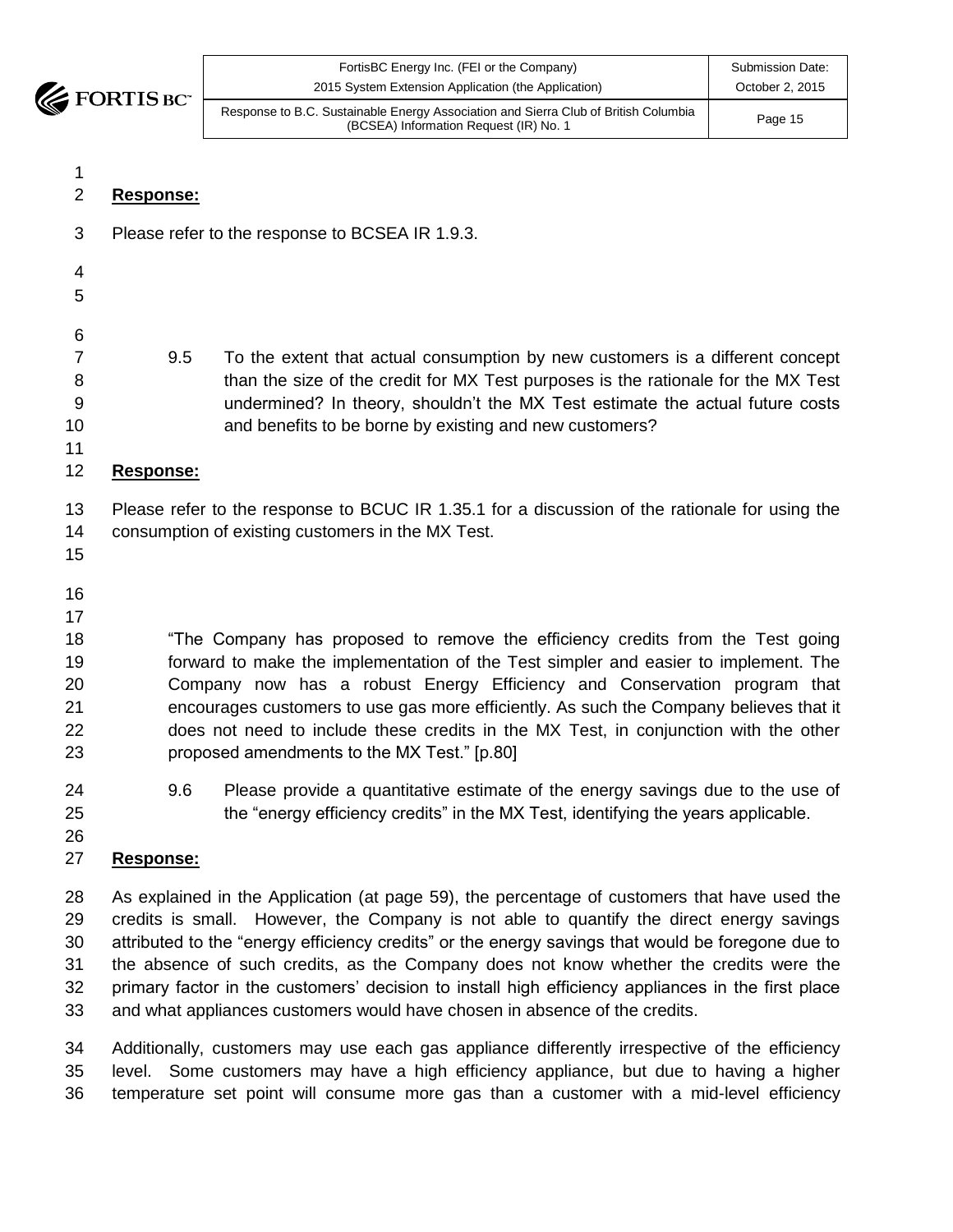**Response:**

Please refer to the response to BCSEA IR 1.9.3.

9.5 To the extent that actual consumption by new customers is a different concept than the size of the credit for MX Test purposes is the rationale for the MX Test undermined? In theory, shouldn't the MX Test estimate the actual future costs and benefits to be borne by existing and new customers?

**Response:**

Please refer to the response to BCUC IR 1.35.1 for a discussion of the rationale for using the consumption of existing customers in the MX Test.

"The Company has proposed to remove the efficiency credits from the Test going forward to make the implementation of the Test simpler and easier to implement. The Company now has a robust Energy Efficiency and Conservation program that encourages customers to use gas more efficiently. As such the Company believes that it does not need to include these credits in the MX Test, in conjunction with the other proposed amendments to the MX Test." [p.80]

9.6 Please provide a quantitative estimate of the energy savings due to the use of the "energy efficiency credits" in the MX Test, identifying the years applicable.

**Response:**

As explained in the Application (at page 59), the percentage of customers that have used the credits is small. However, the Company is not able to quantify the direct energy savings attributed to the "energy efficiency credits" or the energy savings that would be foregone due to the absence of such credits, as the Company does not know whether the credits were the primary factor in the customers' decision to install high efficiency appliances in the first place and what appliances customers would have chosen in absence of the credits.

Additionally, customers may use each gas appliance differently irrespective of the efficiency level. Some customers may have a high efficiency appliance, but due to having a higher temperature set point will consume more gas than a customer with a mid-level efficiency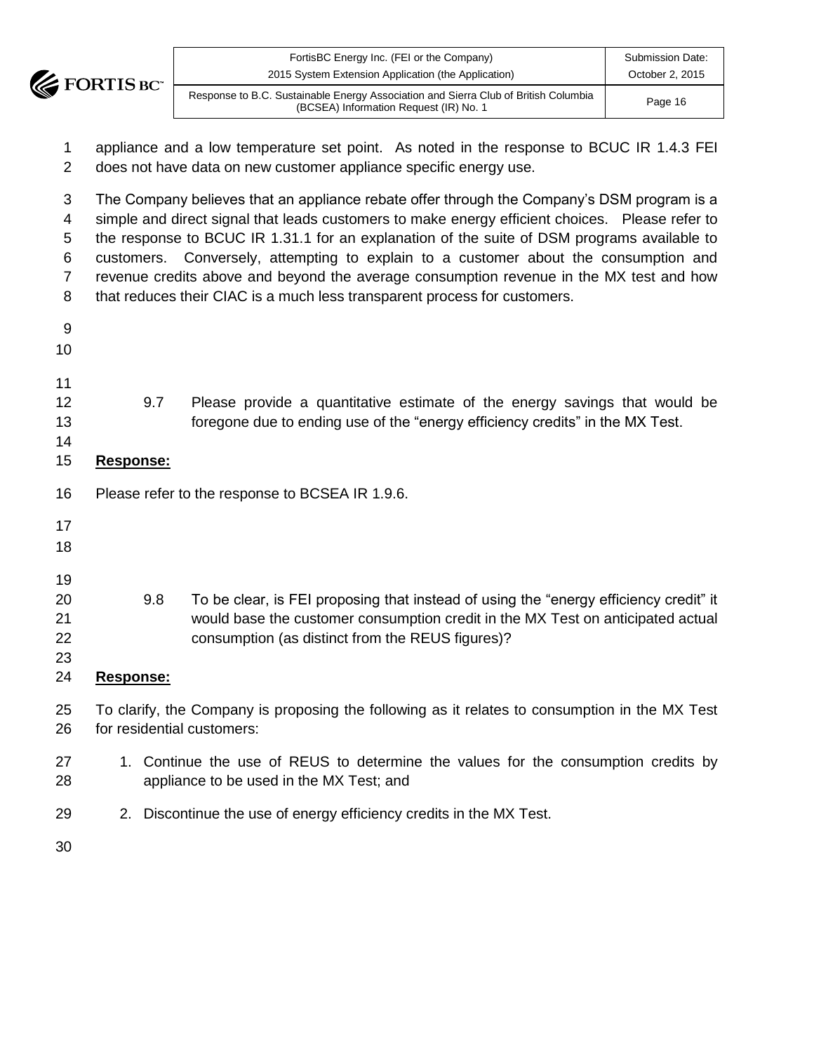appliance and a low temperature set point. As noted in the response to BCUC IR 1.4.3 FEI does not have data on new customer appliance specific energy use.

The Company believes that an appliance rebate offer through the Company's DSM program is a simple and direct signal that leads customers to make energy efficient choices. Please refer to the response to BCUC IR 1.31.1 for an explanation of the suite of DSM programs available to customers. Conversely, attempting to explain to a customer about the consumption and revenue credits above and beyond the average consumption revenue in the MX test and how that reduces their CIAC is a much less transparent process for customers.

9.7 Please provide a quantitative estimate of the energy savings that would be foregone due to ending use of the "energy efficiency credits" in the MX Test.

**Response:**

Please refer to the response to BCSEA IR 1.9.6.

9.8 To be clear, is FEI proposing that instead of using the "energy efficiency credit" it would base the customer consumption credit in the MX Test on anticipated actual consumption (as distinct from the REUS figures)?

**Response:**

To clarify, the Company is proposing the following as it relates to consumption in the MX Test for residential customers:

1. Continue the use of REUS to determine the values for the consumption credits by appliance to be used in the MX Test; and
2. Discontinue the use of energy efficiency credits in the MX Test.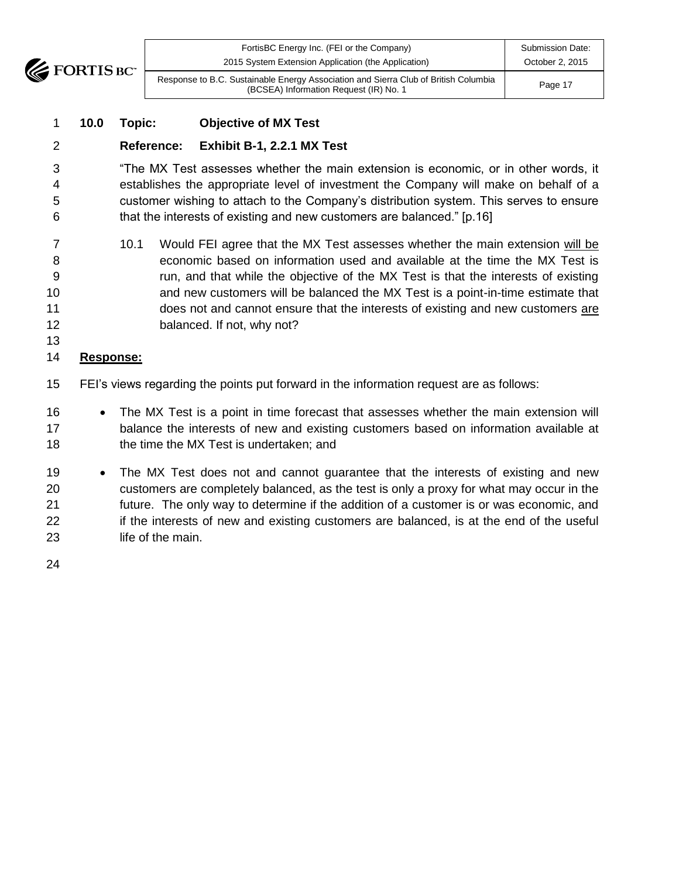**10.0 Topic: Objective of MX Test**

**Reference: Exhibit B-1, 2.2.1 MX Test**

"The MX Test assesses whether the main extension is economic, or in other words, it establishes the appropriate level of investment the Company will make on behalf of a customer wishing to attach to the Company's distribution system. This serves to ensure that the interests of existing and new customers are balanced." [p.16]

10.1 Would FEI agree that the MX Test assesses whether the main extension will be economic based on information used and available at the time the MX Test is run, and that while the objective of the MX Test is that the interests of existing and new customers will be balanced the MX Test is a point-in-time estimate that does not and cannot ensure that the interests of existing and new customers are balanced. If not, why not?

**Response:**

FEI's views regarding the points put forward in the information request are as follows:

- The MX Test is a point in time forecast that assesses whether the main extension will balance the interests of new and existing customers based on information available at the time the MX Test is undertaken; and
- The MX Test does not and cannot guarantee that the interests of existing and new customers are completely balanced, as the test is only a proxy for what may occur in the future. The only way to determine if the addition of a customer is or was economic, and if the interests of new and existing customers are balanced, is at the end of the useful life of the main.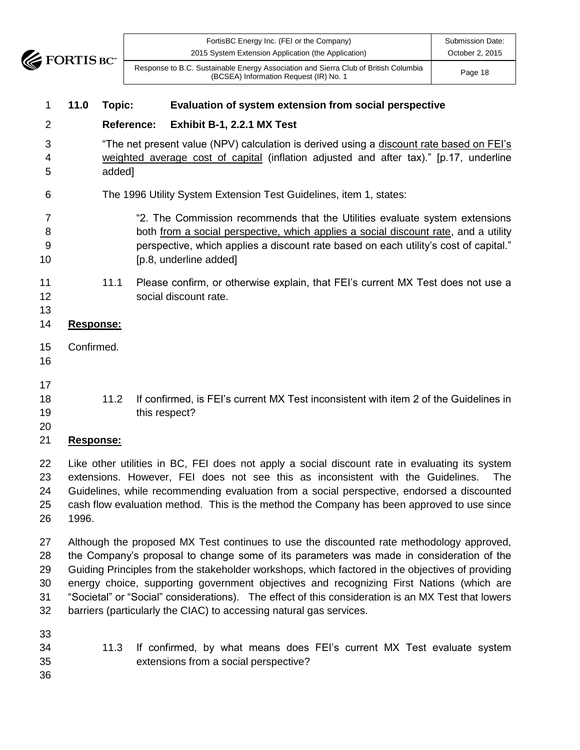**11.0 Topic: Evaluation of system extension from social perspective**

**Reference: Exhibit B-1, 2.2.1 MX Test**

"The net present value (NPV) calculation is derived using a discount rate based on FEI's weighted average cost of capital (inflation adjusted and after tax)." [p.17, underline added]

The 1996 Utility System Extension Test Guidelines, item 1, states:

> "2. The Commission recommends that the Utilities evaluate system extensions both from a social perspective, which applies a social discount rate, and a utility perspective, which applies a discount rate based on each utility's cost of capital." [p.8, underline added]

11.1 Please confirm, or otherwise explain, that FEI's current MX Test does not use a social discount rate.

**Response:**

Confirmed.

11.2 If confirmed, is FEI's current MX Test inconsistent with item 2 of the Guidelines in this respect?

**Response:**

Like other utilities in BC, FEI does not apply a social discount rate in evaluating its system extensions. However, FEI does not see this as inconsistent with the Guidelines. The Guidelines, while recommending evaluation from a social perspective, endorsed a discounted cash flow evaluation method. This is the method the Company has been approved to use since 1996.

Although the proposed MX Test continues to use the discounted rate methodology approved, the Company's proposal to change some of its parameters was made in consideration of the Guiding Principles from the stakeholder workshops, which factored in the objectives of providing energy choice, supporting government objectives and recognizing First Nations (which are "Societal" or "Social" considerations). The effect of this consideration is an MX Test that lowers barriers (particularly the CIAC) to accessing natural gas services.

11.3 If confirmed, by what means does FEI's current MX Test evaluate system extensions from a social perspective?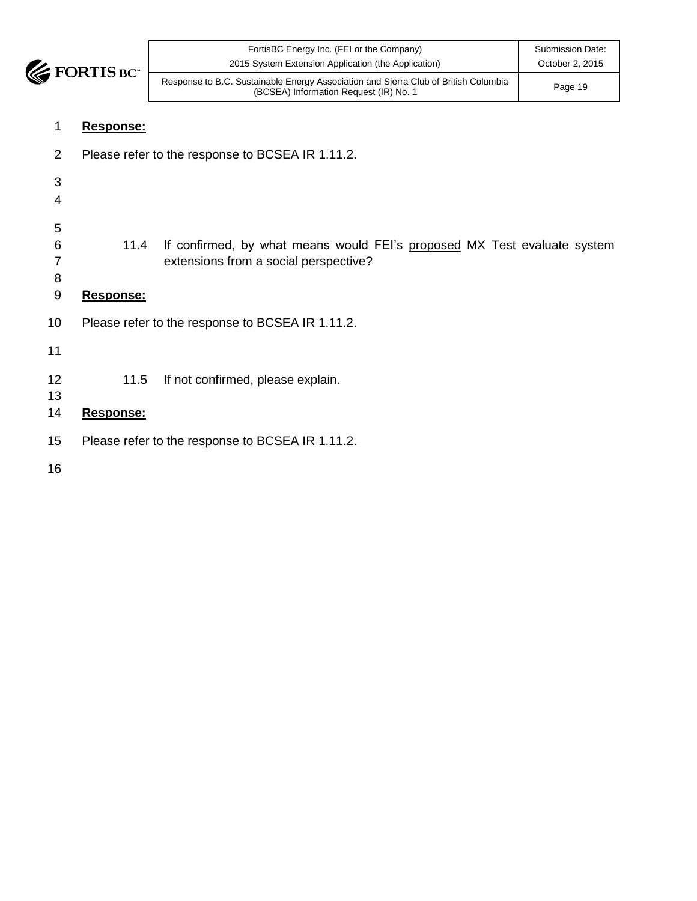**Response:**

Please refer to the response to BCSEA IR 1.11.2.

11.4 If confirmed, by what means would FEI's proposed MX Test evaluate system extensions from a social perspective?

**Response:**

Please refer to the response to BCSEA IR 1.11.2.

11.5 If not confirmed, please explain.

**Response:**

Please refer to the response to BCSEA IR 1.11.2.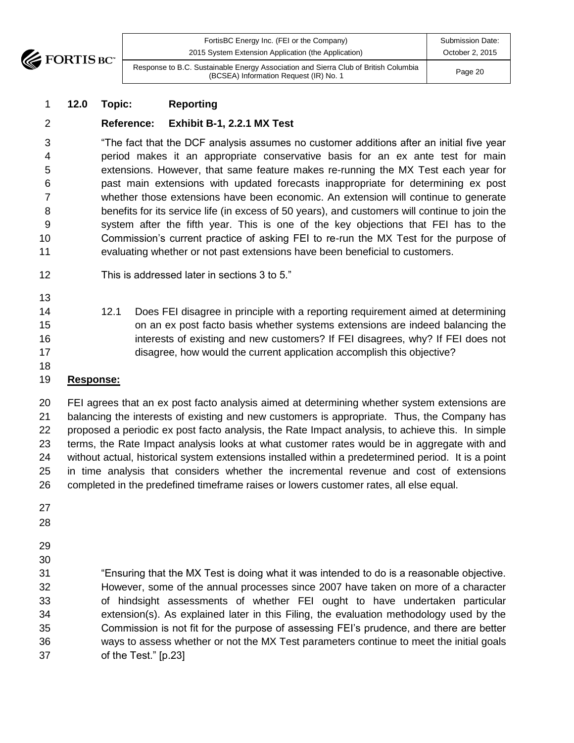**12.0 Topic: Reporting**

**Reference: Exhibit B-1, 2.2.1 MX Test**

"The fact that the DCF analysis assumes no customer additions after an initial five year period makes it an appropriate conservative basis for an ex ante test for main extensions. However, that same feature makes re-running the MX Test each year for past main extensions with updated forecasts inappropriate for determining ex post whether those extensions have been economic. An extension will continue to generate benefits for its service life (in excess of 50 years), and customers will continue to join the system after the fifth year. This is one of the key objections that FEI has to the Commission's current practice of asking FEI to re-run the MX Test for the purpose of evaluating whether or not past extensions have been beneficial to customers.

This is addressed later in sections 3 to 5."

12.1 Does FEI disagree in principle with a reporting requirement aimed at determining on an ex post facto basis whether systems extensions are indeed balancing the interests of existing and new customers? If FEI disagrees, why? If FEI does not disagree, how would the current application accomplish this objective?

**Response:**

FEI agrees that an ex post facto analysis aimed at determining whether system extensions are balancing the interests of existing and new customers is appropriate. Thus, the Company has proposed a periodic ex post facto analysis, the Rate Impact analysis, to achieve this. In simple terms, the Rate Impact analysis looks at what customer rates would be in aggregate with and without actual, historical system extensions installed within a predetermined period. It is a point in time analysis that considers whether the incremental revenue and cost of extensions completed in the predefined timeframe raises or lowers customer rates, all else equal.

"Ensuring that the MX Test is doing what it was intended to do is a reasonable objective. However, some of the annual processes since 2007 have taken on more of a character of hindsight assessments of whether FEI ought to have undertaken particular extension(s). As explained later in this Filing, the evaluation methodology used by the Commission is not fit for the purpose of assessing FEI's prudence, and there are better ways to assess whether or not the MX Test parameters continue to meet the initial goals of the Test." [p.23]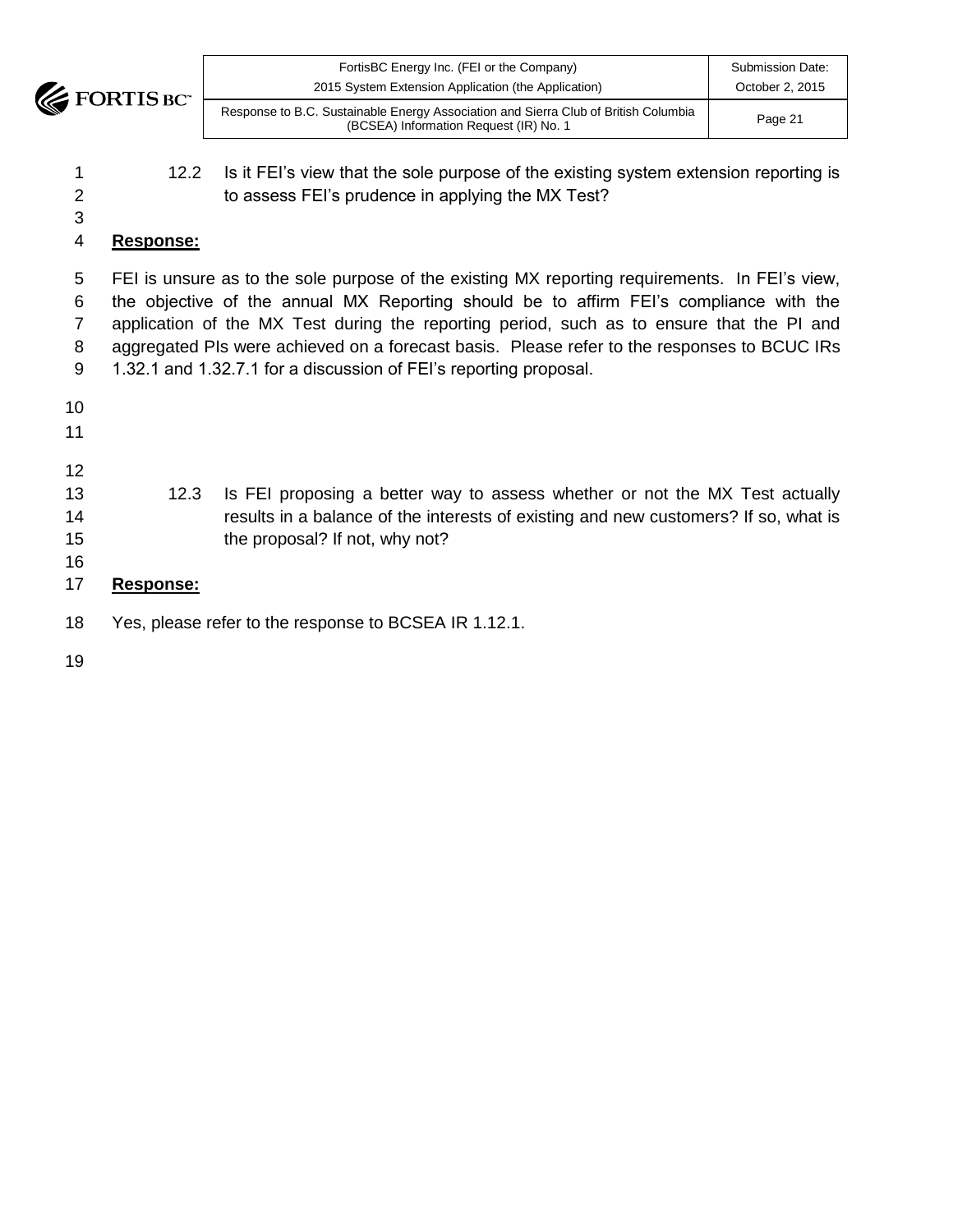12.2 Is it FEI's view that the sole purpose of the existing system extension reporting is to assess FEI's prudence in applying the MX Test?

**Response:**

FEI is unsure as to the sole purpose of the existing MX reporting requirements. In FEI's view, the objective of the annual MX Reporting should be to affirm FEI's compliance with the application of the MX Test during the reporting period, such as to ensure that the PI and aggregated PIs were achieved on a forecast basis. Please refer to the responses to BCUC IRs 1.32.1 and 1.32.7.1 for a discussion of FEI's reporting proposal.

12.3 Is FEI proposing a better way to assess whether or not the MX Test actually results in a balance of the interests of existing and new customers? If so, what is the proposal? If not, why not?

**Response:**

Yes, please refer to the response to BCSEA IR 1.12.1.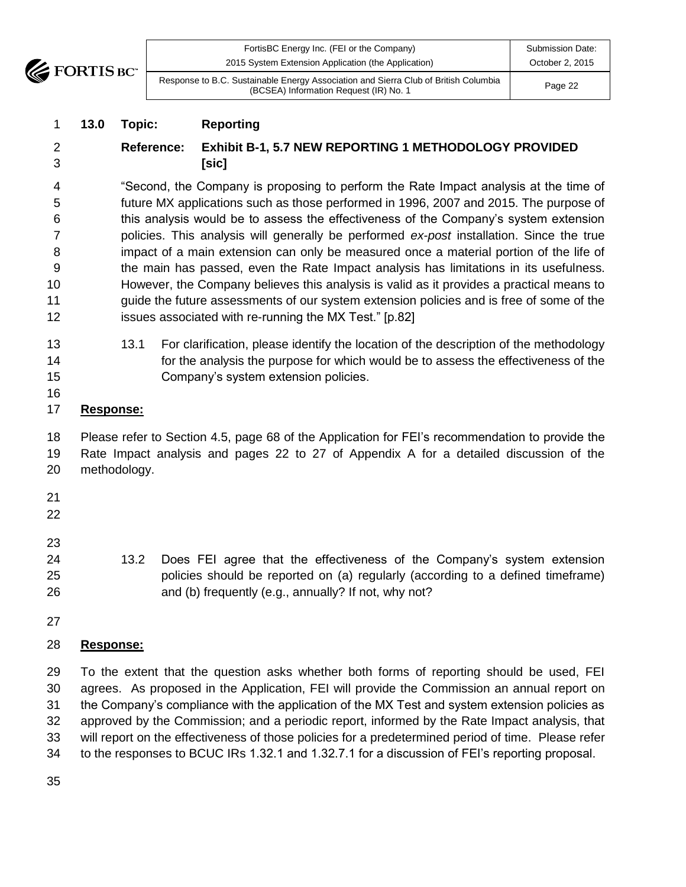**13.0 Topic: Reporting**

**Reference: Exhibit B-1, 5.7 NEW REPORTING 1 METHODOLOGY PROVIDED [sic]**

"Second, the Company is proposing to perform the Rate Impact analysis at the time of future MX applications such as those performed in 1996, 2007 and 2015. The purpose of this analysis would be to assess the effectiveness of the Company's system extension policies. This analysis will generally be performed *ex-post* installation. Since the true impact of a main extension can only be measured once a material portion of the life of the main has passed, even the Rate Impact analysis has limitations in its usefulness. However, the Company believes this analysis is valid as it provides a practical means to guide the future assessments of our system extension policies and is free of some of the issues associated with re-running the MX Test." [p.82]

13.1 For clarification, please identify the location of the description of the methodology for the analysis the purpose for which would be to assess the effectiveness of the Company's system extension policies.

**Response:**

Please refer to Section 4.5, page 68 of the Application for FEI's recommendation to provide the Rate Impact analysis and pages 22 to 27 of Appendix A for a detailed discussion of the methodology.

13.2 Does FEI agree that the effectiveness of the Company's system extension policies should be reported on (a) regularly (according to a defined timeframe) and (b) frequently (e.g., annually? If not, why not?

**Response:**

To the extent that the question asks whether both forms of reporting should be used, FEI agrees. As proposed in the Application, FEI will provide the Commission an annual report on the Company's compliance with the application of the MX Test and system extension policies as approved by the Commission; and a periodic report, informed by the Rate Impact analysis, that will report on the effectiveness of those policies for a predetermined period of time. Please refer to the responses to BCUC IRs 1.32.1 and 1.32.7.1 for a discussion of FEI's reporting proposal.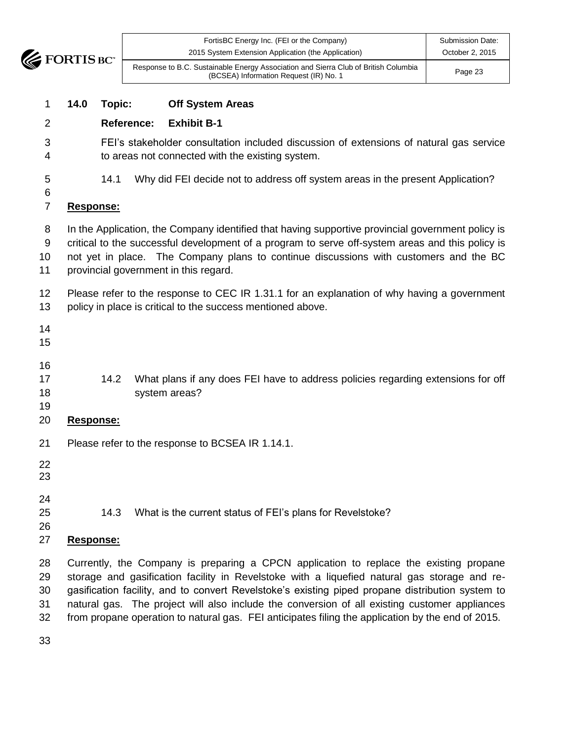**14.0 Topic: Off System Areas**

**Reference: Exhibit B-1**

FEI's stakeholder consultation included discussion of extensions of natural gas service to areas not connected with the existing system.

14.1 Why did FEI decide not to address off system areas in the present Application?

**Response:**

In the Application, the Company identified that having supportive provincial government policy is critical to the successful development of a program to serve off-system areas and this policy is not yet in place. The Company plans to continue discussions with customers and the BC provincial government in this regard.

Please refer to the response to CEC IR 1.31.1 for an explanation of why having a government policy in place is critical to the success mentioned above.

14.2 What plans if any does FEI have to address policies regarding extensions for off system areas?

**Response:**

Please refer to the response to BCSEA IR 1.14.1.

14.3 What is the current status of FEI's plans for Revelstoke?

**Response:**

Currently, the Company is preparing a CPCN application to replace the existing propane storage and gasification facility in Revelstoke with a liquefied natural gas storage and re-gasification facility, and to convert Revelstoke's existing piped propane distribution system to natural gas. The project will also include the conversion of all existing customer appliances from propane operation to natural gas. FEI anticipates filing the application by the end of 2015.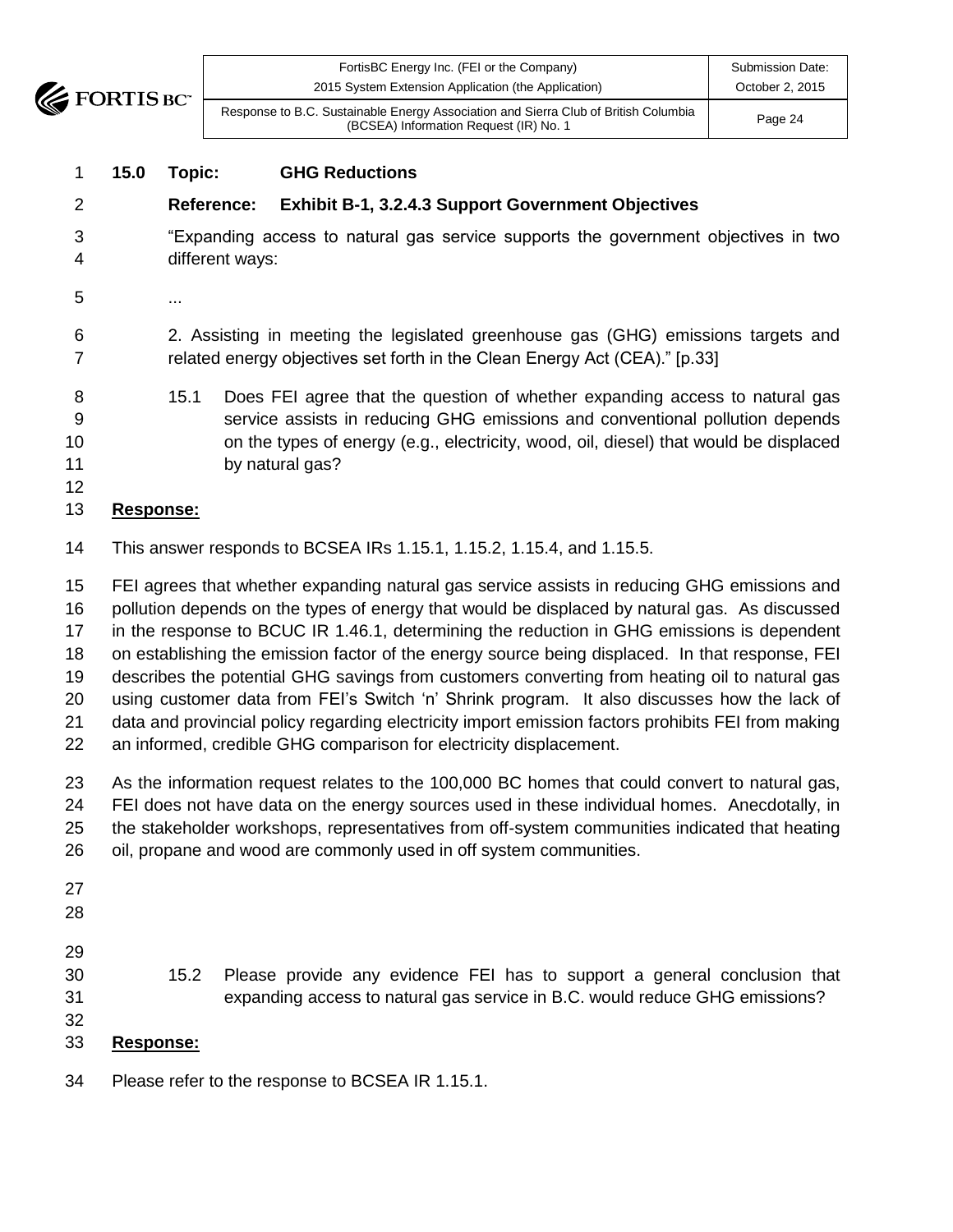**15.0 Topic: GHG Reductions**

**Reference: Exhibit B-1, 3.2.4.3 Support Government Objectives**

"Expanding access to natural gas service supports the government objectives in two different ways:

...

2. Assisting in meeting the legislated greenhouse gas (GHG) emissions targets and related energy objectives set forth in the Clean Energy Act (CEA)." [p.33]

15.1 Does FEI agree that the question of whether expanding access to natural gas service assists in reducing GHG emissions and conventional pollution depends on the types of energy (e.g., electricity, wood, oil, diesel) that would be displaced by natural gas?

**Response:**

This answer responds to BCSEA IRs 1.15.1, 1.15.2, 1.15.4, and 1.15.5.

FEI agrees that whether expanding natural gas service assists in reducing GHG emissions and pollution depends on the types of energy that would be displaced by natural gas. As discussed in the response to BCUC IR 1.46.1, determining the reduction in GHG emissions is dependent on establishing the emission factor of the energy source being displaced. In that response, FEI describes the potential GHG savings from customers converting from heating oil to natural gas using customer data from FEI's Switch 'n' Shrink program. It also discusses how the lack of data and provincial policy regarding electricity import emission factors prohibits FEI from making an informed, credible GHG comparison for electricity displacement.

As the information request relates to the 100,000 BC homes that could convert to natural gas, FEI does not have data on the energy sources used in these individual homes. Anecdotally, in the stakeholder workshops, representatives from off-system communities indicated that heating oil, propane and wood are commonly used in off system communities.

15.2 Please provide any evidence FEI has to support a general conclusion that expanding access to natural gas service in B.C. would reduce GHG emissions?

**Response:**

Please refer to the response to BCSEA IR 1.15.1.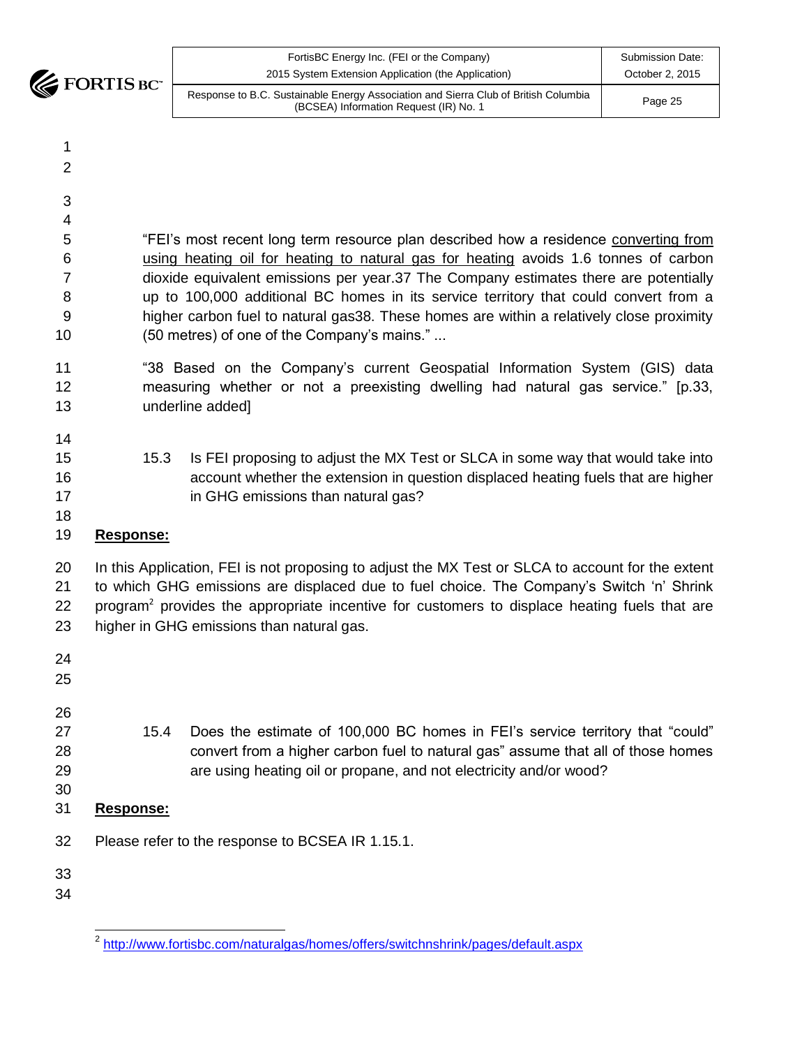"FEI's most recent long term resource plan described how a residence <u>converting from using heating oil for heating to natural gas for heating</u> avoids 1.6 tonnes of carbon dioxide equivalent emissions per year.37 The Company estimates there are potentially up to 100,000 additional BC homes in its service territory that could convert from a higher carbon fuel to natural gas38. These homes are within a relatively close proximity (50 metres) of one of the Company's mains." ...

"38 Based on the Company's current Geospatial Information System (GIS) data measuring whether or not a preexisting dwelling had natural gas service." [p.33, underline added]

15.3 Is FEI proposing to adjust the MX Test or SLCA in some way that would take into account whether the extension in question displaced heating fuels that are higher in GHG emissions than natural gas?

**Response:**

In this Application, FEI is not proposing to adjust the MX Test or SLCA to account for the extent to which GHG emissions are displaced due to fuel choice. The Company's Switch 'n' Shrink program[2] provides the appropriate incentive for customers to displace heating fuels that are higher in GHG emissions than natural gas.

15.4 Does the estimate of 100,000 BC homes in FEI's service territory that "could" convert from a higher carbon fuel to natural gas" assume that all of those homes are using heating oil or propane, and not electricity and/or wood?

**Response:**

Please refer to the response to BCSEA IR 1.15.1.

---

[2] http://www.fortisbc.com/naturalgas/homes/offers/switchnshrink/pages/default.aspx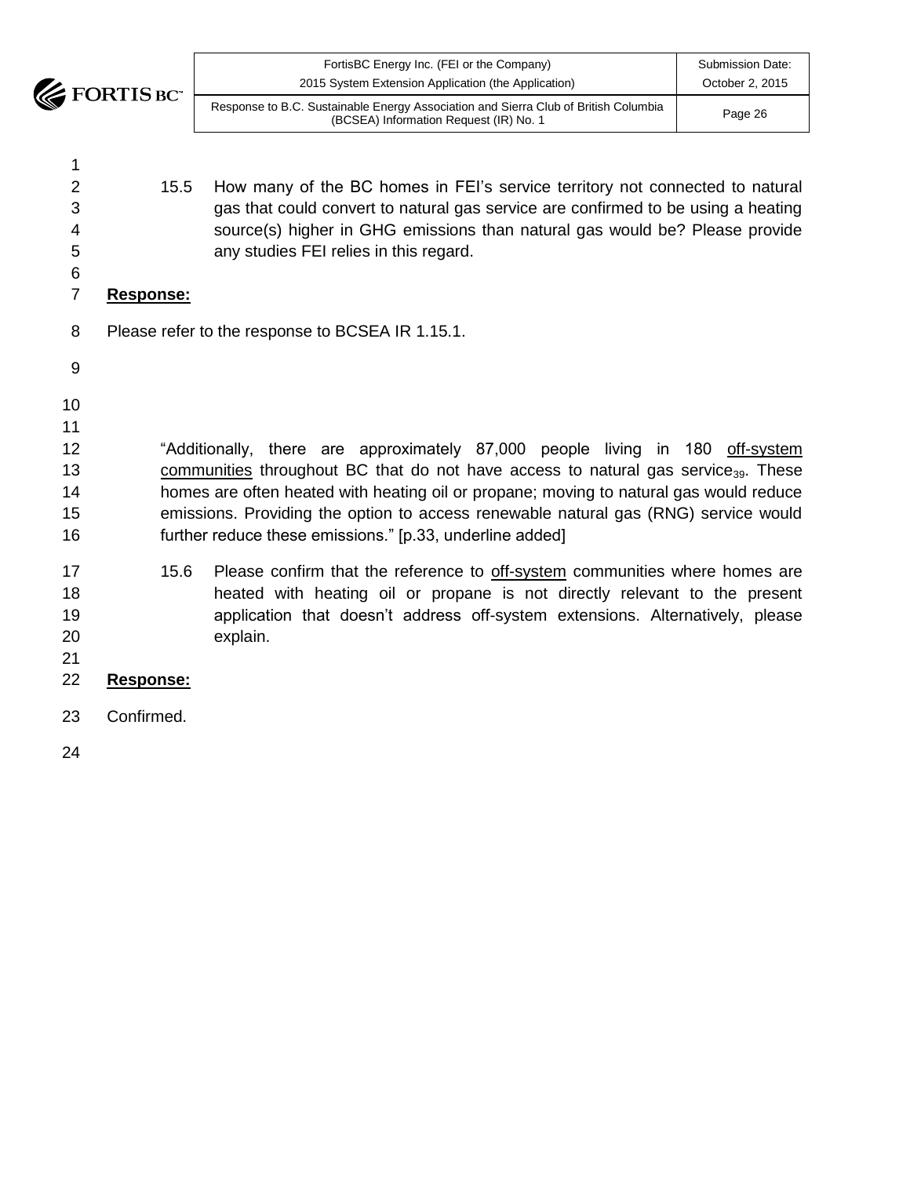15.5 How many of the BC homes in FEI's service territory not connected to natural gas that could convert to natural gas service are confirmed to be using a heating source(s) higher in GHG emissions than natural gas would be? Please provide any studies FEI relies in this regard.

**Response:**

Please refer to the response to BCSEA IR 1.15.1.

"Additionally, there are approximately 87,000 people living in 180 <u>off-system communities</u> throughout BC that do not have access to natural gas service[39]. These homes are often heated with heating oil or propane; moving to natural gas would reduce emissions. Providing the option to access renewable natural gas (RNG) service would further reduce these emissions." [p.33, underline added]

15.6 Please confirm that the reference to <u>off-system</u> communities where homes are heated with heating oil or propane is not directly relevant to the present application that doesn't address off-system extensions. Alternatively, please explain.

**Response:**

Confirmed.